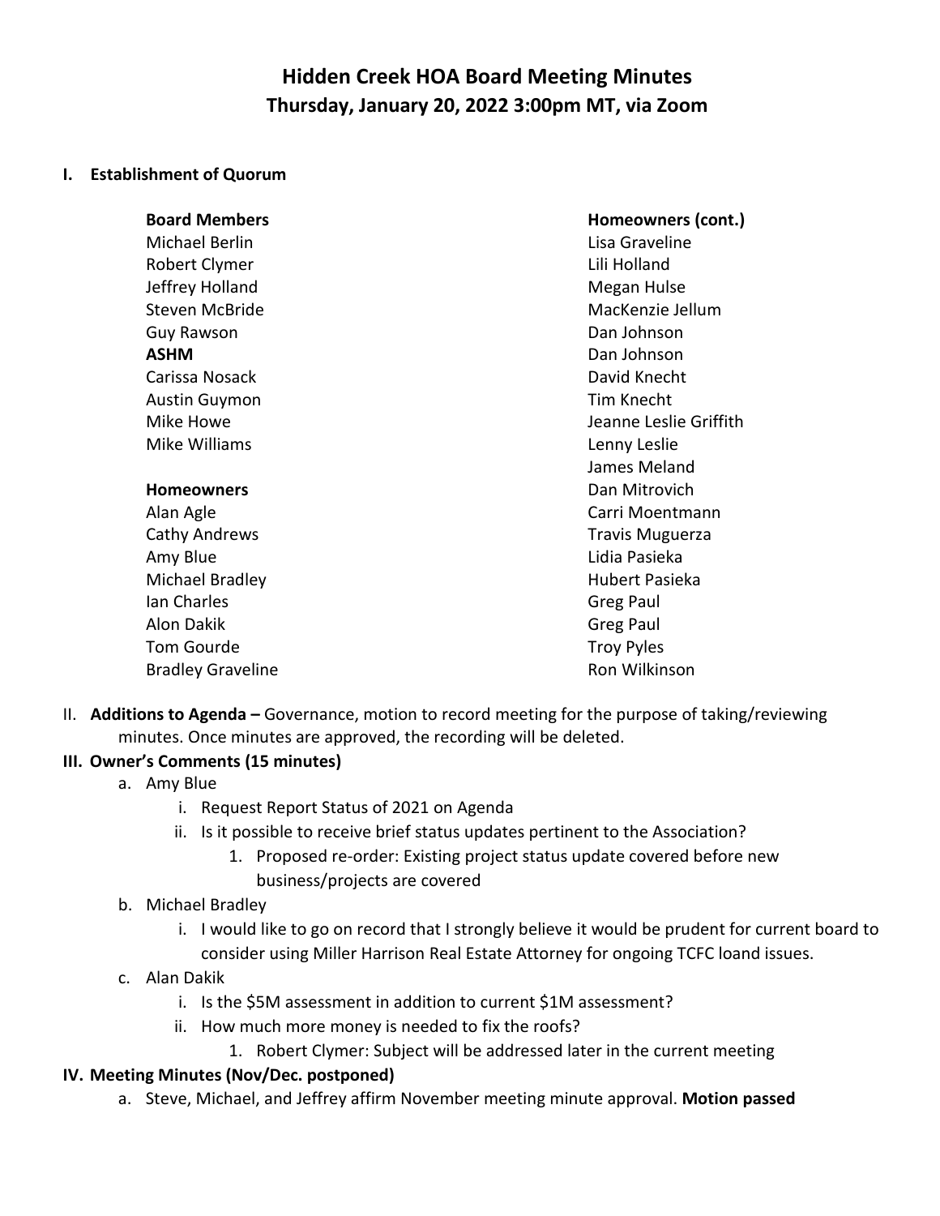# Hidden Creek HOA Board Meeting Minutes

## Thursday, January 20, 2022 3:00pm MT, via Zoom

**I. Establishment of Quorum**

**Board Members**
Michael Berlin
Robert Clymer
Jeffrey Holland
Steven McBride
Guy Rawson

**ASHM**
Carissa Nosack
Austin Guymon
Mike Howe
Mike Williams

**Homeowners**
Alan Agle
Cathy Andrews
Amy Blue
Michael Bradley
Ian Charles
Alon Dakik
Tom Gourde
Bradley Graveline

**Homeowners (cont.)**
Lisa Graveline
Lili Holland
Megan Hulse
MacKenzie Jellum
Dan Johnson
Dan Johnson
David Knecht
Tim Knecht
Jeanne Leslie Griffith
Lenny Leslie
James Meland
Dan Mitrovich
Carri Moentmann
Travis Muguerza
Lidia Pasieka
Hubert Pasieka
Greg Paul
Greg Paul
Troy Pyles
Ron Wilkinson

II. **Additions to Agenda –** Governance, motion to record meeting for the purpose of taking/reviewing minutes. Once minutes are approved, the recording will be deleted.

**III. Owner's Comments (15 minutes)**

- a. Amy Blue
  - i. Request Report Status of 2021 on Agenda
  - ii. Is it possible to receive brief status updates pertinent to the Association?
    - 1. Proposed re-order: Existing project status update covered before new business/projects are covered
- b. Michael Bradley
  - i. I would like to go on record that I strongly believe it would be prudent for current board to consider using Miller Harrison Real Estate Attorney for ongoing TCFC loand issues.
- c. Alan Dakik
  - i. Is the $5M assessment in addition to current $1M assessment?
  - ii. How much more money is needed to fix the roofs?
    - 1. Robert Clymer: Subject will be addressed later in the current meeting

**IV. Meeting Minutes (Nov/Dec. postponed)**

- a. Steve, Michael, and Jeffrey affirm November meeting minute approval. **Motion passed**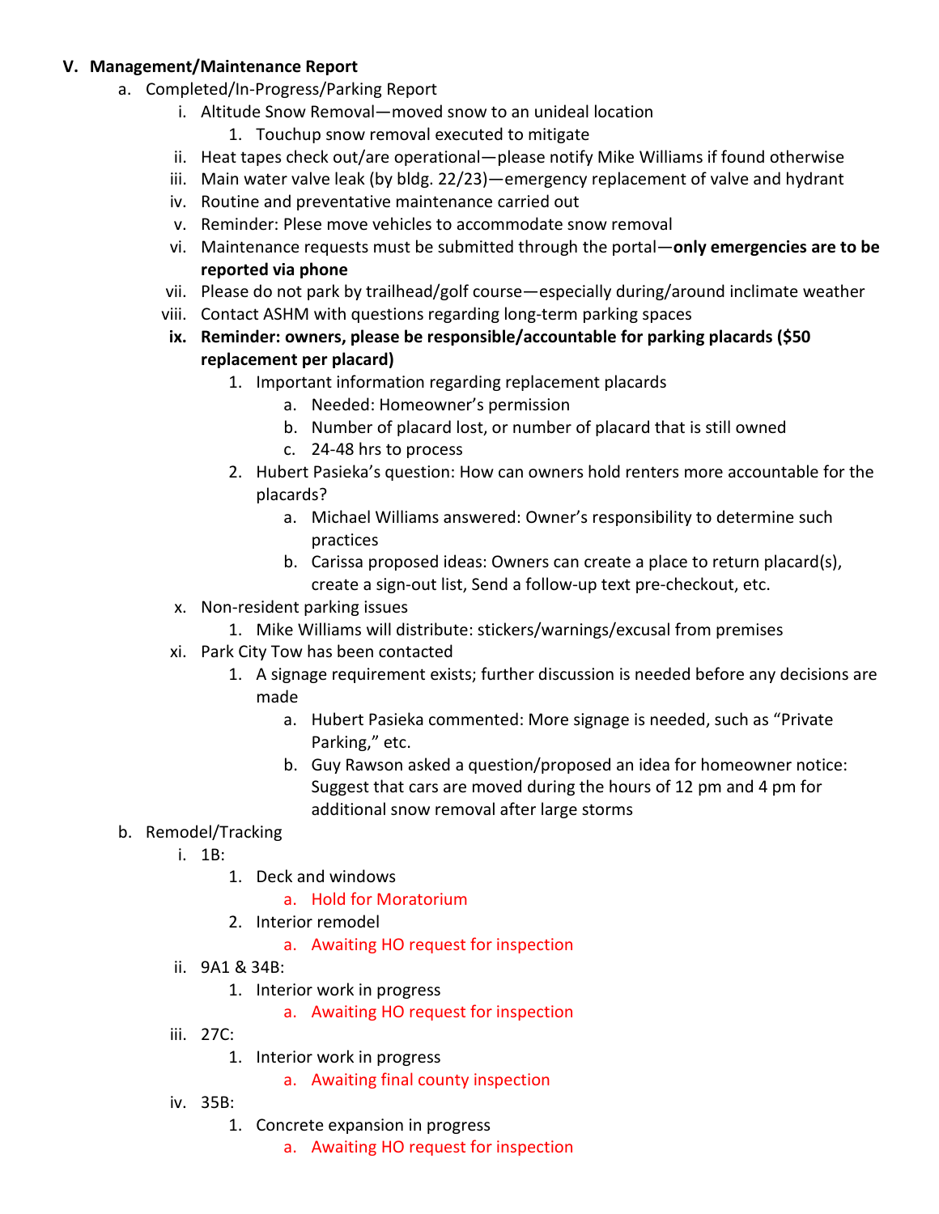**V. Management/Maintenance Report**

a. Completed/In-Progress/Parking Report
   i. Altitude Snow Removal—moved snow to an unideal location
      1. Touchup snow removal executed to mitigate
   ii. Heat tapes check out/are operational—please notify Mike Williams if found otherwise
   iii. Main water valve leak (by bldg. 22/23)—emergency replacement of valve and hydrant
   iv. Routine and preventative maintenance carried out
   v. Reminder: Plese move vehicles to accommodate snow removal
   vi. Maintenance requests must be submitted through the portal—**only emergencies are to be reported via phone**
   vii. Please do not park by trailhead/golf course—especially during/around inclimate weather
   viii. Contact ASHM with questions regarding long-term parking spaces
   **ix. Reminder: owners, please be responsible/accountable for parking placards ($50 replacement per placard)**
      1. Important information regarding replacement placards
         a. Needed: Homeowner's permission
         b. Number of placard lost, or number of placard that is still owned
         c. 24-48 hrs to process
      2. Hubert Pasieka's question: How can owners hold renters more accountable for the placards?
         a. Michael Williams answered: Owner's responsibility to determine such practices
         b. Carissa proposed ideas: Owners can create a place to return placard(s), create a sign-out list, Send a follow-up text pre-checkout, etc.
   x. Non-resident parking issues
      1. Mike Williams will distribute: stickers/warnings/excusal from premises
   xi. Park City Tow has been contacted
      1. A signage requirement exists; further discussion is needed before any decisions are made
         a. Hubert Pasieka commented: More signage is needed, such as "Private Parking," etc.
         b. Guy Rawson asked a question/proposed an idea for homeowner notice: Suggest that cars are moved during the hours of 12 pm and 4 pm for additional snow removal after large storms

b. Remodel/Tracking
   i. 1B:
      1. Deck and windows
         a. Hold for Moratorium
      2. Interior remodel
         a. Awaiting HO request for inspection
   ii. 9A1 & 34B:
      1. Interior work in progress
         a. Awaiting HO request for inspection
   iii. 27C:
      1. Interior work in progress
         a. Awaiting final county inspection
   iv. 35B:
      1. Concrete expansion in progress
         a. Awaiting HO request for inspection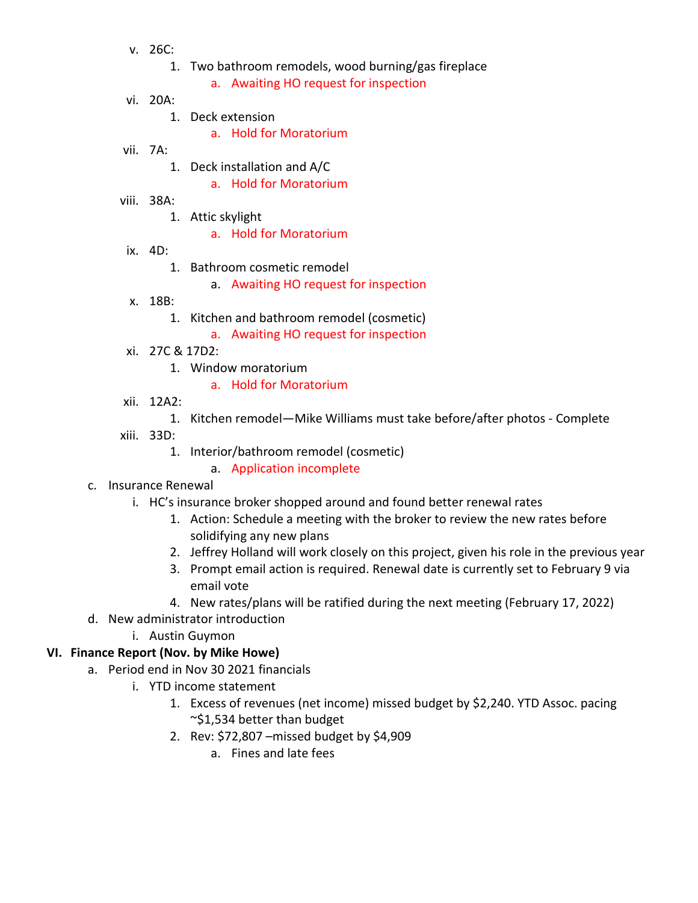v. 26C:
   1. Two bathroom remodels, wood burning/gas fireplace
      a. Awaiting HO request for inspection

vi. 20A:
   1. Deck extension
      a. Hold for Moratorium

vii. 7A:
   1. Deck installation and A/C
      a. Hold for Moratorium

viii. 38A:
   1. Attic skylight
      a. Hold for Moratorium

ix. 4D:
   1. Bathroom cosmetic remodel
      a. Awaiting HO request for inspection

x. 18B:
   1. Kitchen and bathroom remodel (cosmetic)
      a. Awaiting HO request for inspection

xi. 27C & 17D2:
   1. Window moratorium
      a. Hold for Moratorium

xii. 12A2:
   1. Kitchen remodel—Mike Williams must take before/after photos - Complete

xiii. 33D:
   1. Interior/bathroom remodel (cosmetic)
      a. Application incomplete

c. Insurance Renewal
   i. HC's insurance broker shopped around and found better renewal rates
      1. Action: Schedule a meeting with the broker to review the new rates before solidifying any new plans
      2. Jeffrey Holland will work closely on this project, given his role in the previous year
      3. Prompt email action is required. Renewal date is currently set to February 9 via email vote
      4. New rates/plans will be ratified during the next meeting (February 17, 2022)

d. New administrator introduction
   i. Austin Guymon

**VI. Finance Report (Nov. by Mike Howe)**

a. Period end in Nov 30 2021 financials
   i. YTD income statement
      1. Excess of revenues (net income) missed budget by $2,240. YTD Assoc. pacing ~$1,534 better than budget
      2. Rev: $72,807 –missed budget by $4,909
         a. Fines and late fees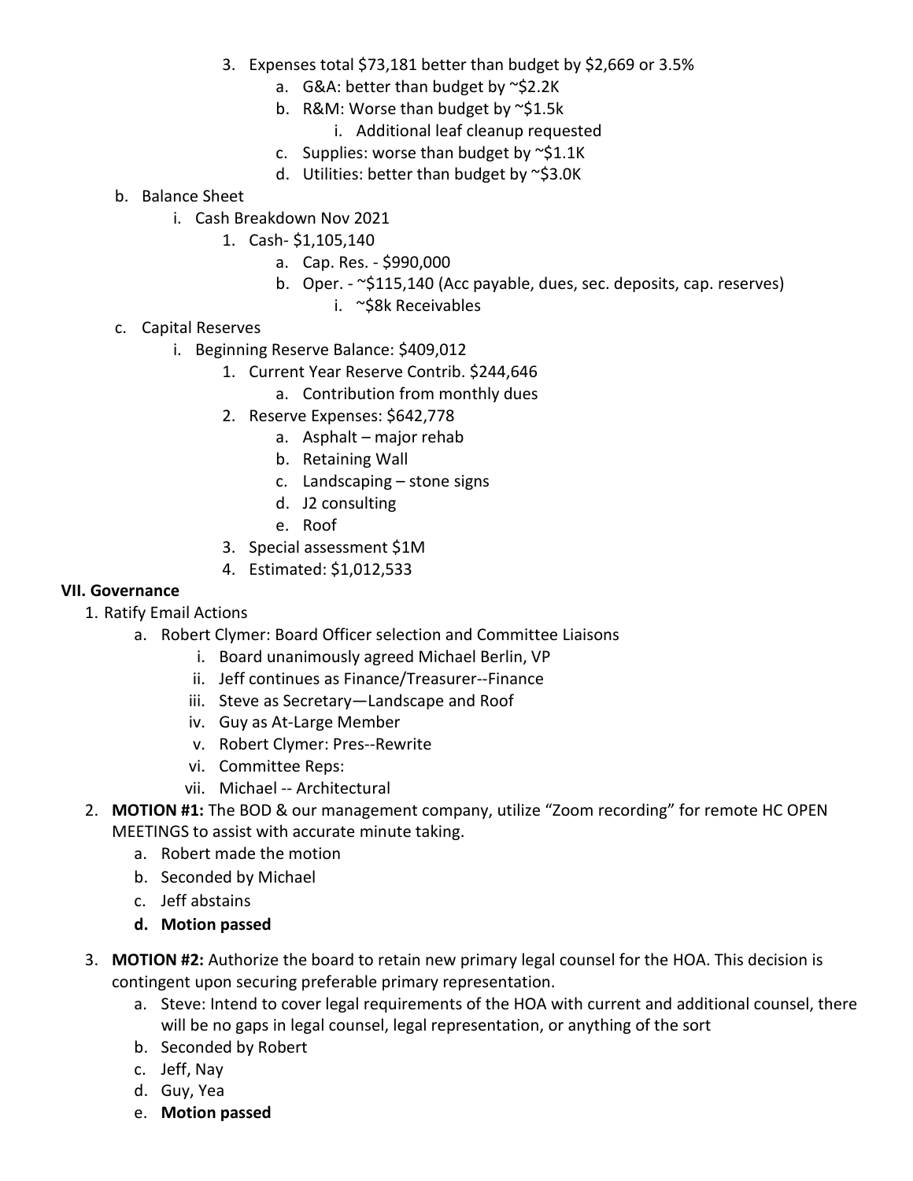3. Expenses total $73,181 better than budget by $2,669 or 3.5%
    a. G&A: better than budget by ~$2.2K
    b. R&M: Worse than budget by ~$1.5k
        i. Additional leaf cleanup requested
    c. Supplies: worse than budget by ~$1.1K
    d. Utilities: better than budget by ~$3.0K

b. Balance Sheet
    i. Cash Breakdown Nov 2021
        1. Cash- $1,105,140
            a. Cap. Res. - $990,000
            b. Oper. - ~$115,140 (Acc payable, dues, sec. deposits, cap. reserves)
                i. ~$8k Receivables

c. Capital Reserves
    i. Beginning Reserve Balance: $409,012
        1. Current Year Reserve Contrib. $244,646
            a. Contribution from monthly dues
        2. Reserve Expenses: $642,778
            a. Asphalt – major rehab
            b. Retaining Wall
            c. Landscaping – stone signs
            d. J2 consulting
            e. Roof
        3. Special assessment $1M
        4. Estimated: $1,012,533

**VII. Governance**

1. Ratify Email Actions
    a. Robert Clymer: Board Officer selection and Committee Liaisons
        i. Board unanimously agreed Michael Berlin, VP
        ii. Jeff continues as Finance/Treasurer--Finance
        iii. Steve as Secretary—Landscape and Roof
        iv. Guy as At-Large Member
        v. Robert Clymer: Pres--Rewrite
        vi. Committee Reps:
        vii. Michael -- Architectural
2. **MOTION #1:** The BOD & our management company, utilize "Zoom recording" for remote HC OPEN MEETINGS to assist with accurate minute taking.
    a. Robert made the motion
    b. Seconded by Michael
    c. Jeff abstains
    d. **Motion passed**
3. **MOTION #2:** Authorize the board to retain new primary legal counsel for the HOA. This decision is contingent upon securing preferable primary representation.
    a. Steve: Intend to cover legal requirements of the HOA with current and additional counsel, there will be no gaps in legal counsel, legal representation, or anything of the sort
    b. Seconded by Robert
    c. Jeff, Nay
    d. Guy, Yea
    e. **Motion passed**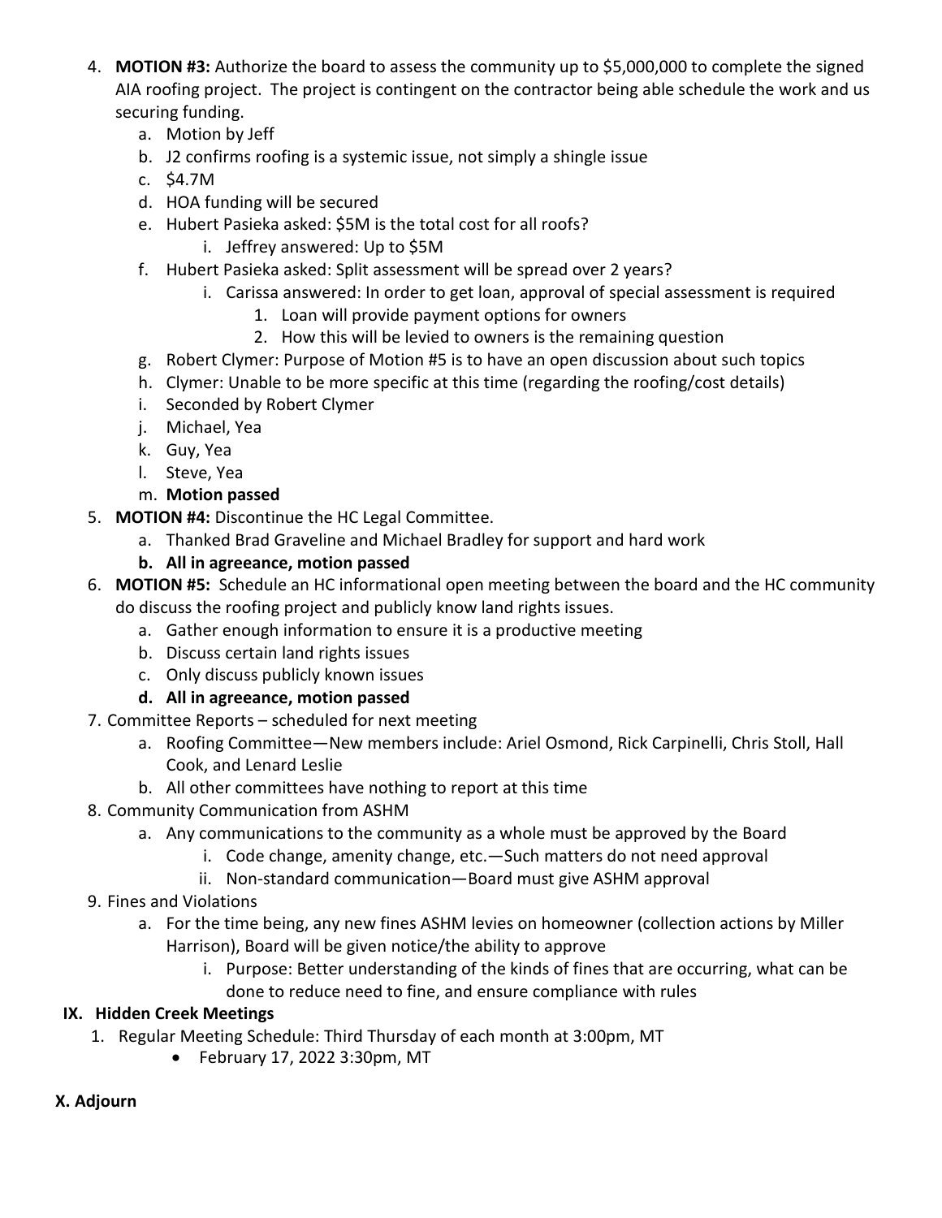4. **MOTION #3:** Authorize the board to assess the community up to $5,000,000 to complete the signed AIA roofing project. The project is contingent on the contractor being able schedule the work and us securing funding.
    a. Motion by Jeff
    b. J2 confirms roofing is a systemic issue, not simply a shingle issue
    c. $4.7M
    d. HOA funding will be secured
    e. Hubert Pasieka asked: $5M is the total cost for all roofs?
        i. Jeffrey answered: Up to $5M
    f. Hubert Pasieka asked: Split assessment will be spread over 2 years?
        i. Carissa answered: In order to get loan, approval of special assessment is required
            1. Loan will provide payment options for owners
            2. How this will be levied to owners is the remaining question
    g. Robert Clymer: Purpose of Motion #5 is to have an open discussion about such topics
    h. Clymer: Unable to be more specific at this time (regarding the roofing/cost details)
    i. Seconded by Robert Clymer
    j. Michael, Yea
    k. Guy, Yea
    l. Steve, Yea
    m. **Motion passed**
5. **MOTION #4:** Discontinue the HC Legal Committee.
    a. Thanked Brad Graveline and Michael Bradley for support and hard work
    b. **All in agreeance, motion passed**
6. **MOTION #5:** Schedule an HC informational open meeting between the board and the HC community do discuss the roofing project and publicly know land rights issues.
    a. Gather enough information to ensure it is a productive meeting
    b. Discuss certain land rights issues
    c. Only discuss publicly known issues
    d. **All in agreeance, motion passed**
7. Committee Reports – scheduled for next meeting
    a. Roofing Committee—New members include: Ariel Osmond, Rick Carpinelli, Chris Stoll, Hall Cook, and Lenard Leslie
    b. All other committees have nothing to report at this time
8. Community Communication from ASHM
    a. Any communications to the community as a whole must be approved by the Board
        i. Code change, amenity change, etc.—Such matters do not need approval
        ii. Non-standard communication—Board must give ASHM approval
9. Fines and Violations
    a. For the time being, any new fines ASHM levies on homeowner (collection actions by Miller Harrison), Board will be given notice/the ability to approve
        i. Purpose: Better understanding of the kinds of fines that are occurring, what can be done to reduce need to fine, and ensure compliance with rules

## IX. Hidden Creek Meetings

1. Regular Meeting Schedule: Third Thursday of each month at 3:00pm, MT
    - February 17, 2022 3:30pm, MT

## X. Adjourn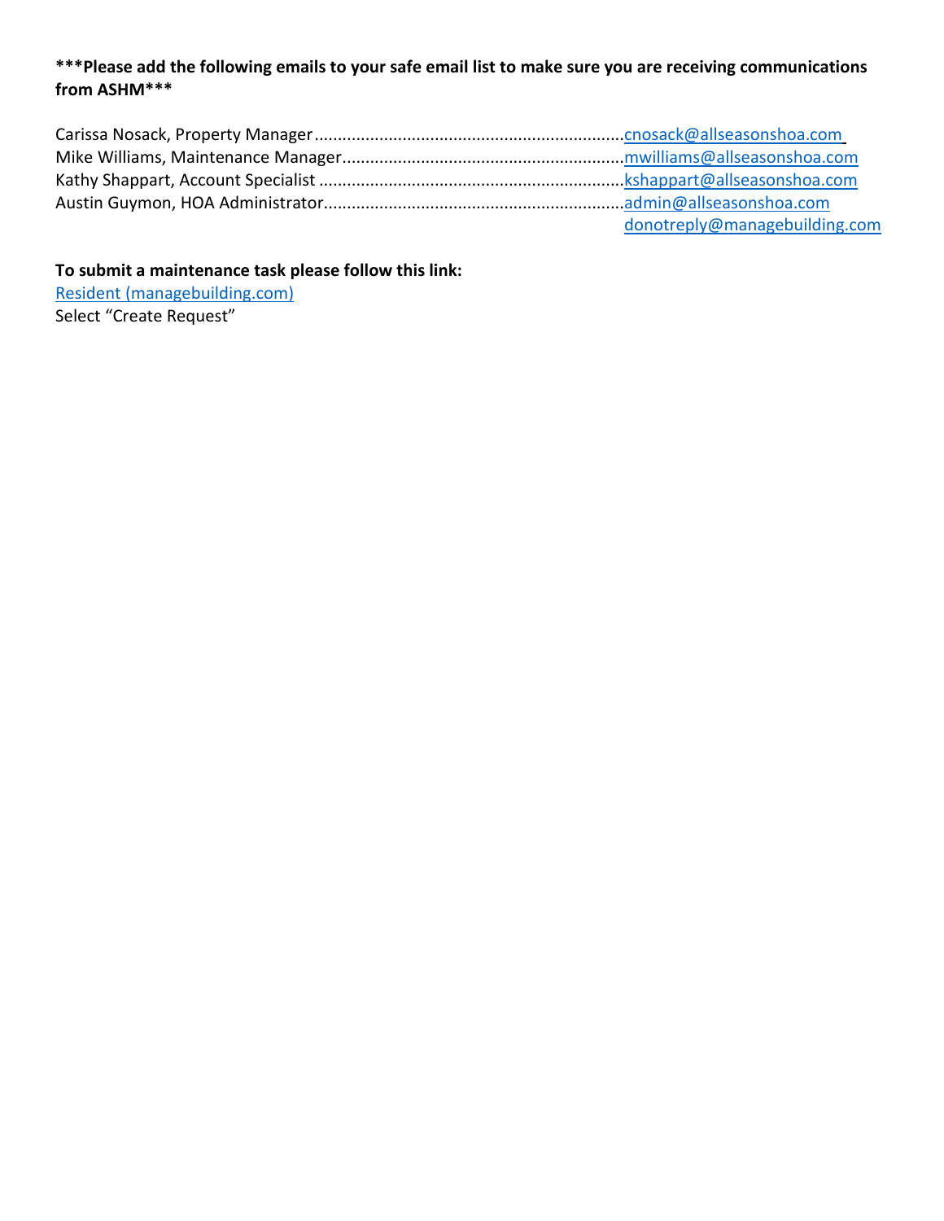**\*\*\*Please add the following emails to your safe email list to make sure you are receiving communications from ASHM\*\*\***

Carissa Nosack, Property Manager.................................................................cnosack@allseasonshoa.com
Mike Williams, Maintenance Manager...........................................................mwilliams@allseasonshoa.com
Kathy Shappart, Account Specialist ................................................................kshappart@allseasonshoa.com
Austin Guymon, HOA Administrator...............................................................admin@allseasonshoa.com
donotreply@managebuilding.com

**To submit a maintenance task please follow this link:**

Resident (managebuilding.com)
Select "Create Request"